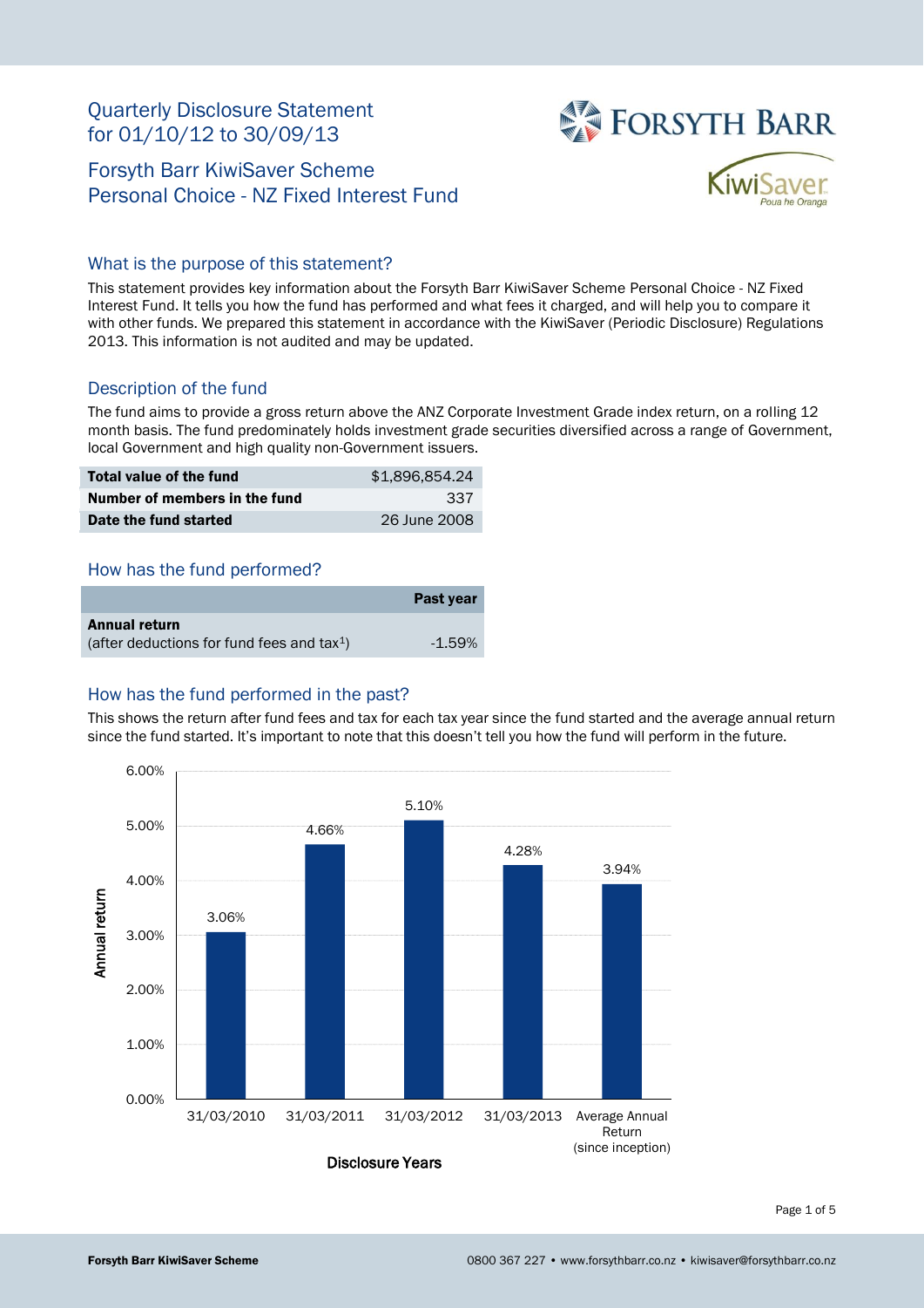# Quarterly Disclosure Statement for 01/10/12 to 30/09/13

## Forsyth Barr KiwiSaver Scheme Personal Choice - NZ Fixed Interest Fund

### What is the purpose of this statement?

This statement provides key information about the Forsyth Barr KiwiSaver Scheme Personal Choice - NZ Fixed Interest Fund. It tells you how the fund has performed and what fees it charged, and will help you to compare it with other funds. We prepared this statement in accordance with the KiwiSaver (Periodic Disclosure) Regulations 2013. This information is not audited and may be updated.

### Description of the fund

The fund aims to provide a gross return above the ANZ Corporate Investment Grade index return, on a rolling 12 month basis. The fund predominately holds investment grade securities diversified across a range of Government, local Government and high quality non-Government issuers.

| | |
|---|---|
| **Total value of the fund** | $1,896,854.24 |
| **Number of members in the fund** | 337 |
| **Date the fund started** | 26 June 2008 |

### How has the fund performed?

| | **Past year** |
|---|---|
| **Annual return** (after deductions for fund fees and tax[1]) | -1.59% |

### How has the fund performed in the past?

This shows the return after fund fees and tax for each tax year since the fund started and the average annual return since the fund started. It's important to note that this doesn't tell you how the fund will perform in the future.

| Disclosure Years | Annual return |
|---|---|
| 31/03/2010 | 3.06% |
| 31/03/2011 | 4.66% |
| 31/03/2012 | 5.10% |
| 31/03/2013 | 4.28% |
| Average Annual Return (since inception) | 3.94% |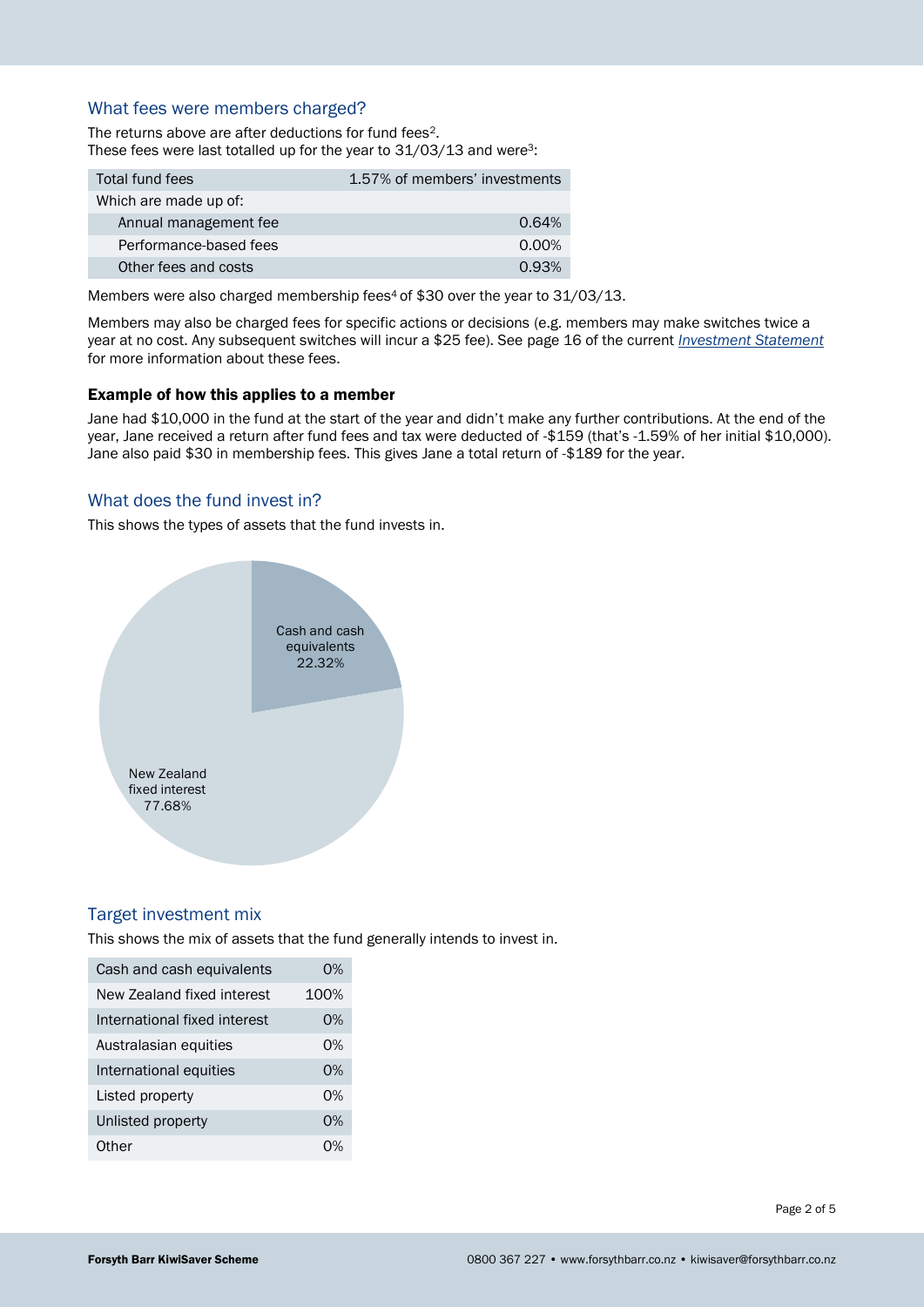## What fees were members charged?

The returns above are after deductions for fund fees[2].
These fees were last totalled up for the year to 31/03/13 and were[3]:

| Total fund fees | 1.57% of members' investments |
|---|---|
| Which are made up of: | |
| Annual management fee | 0.64% |
| Performance-based fees | 0.00% |
| Other fees and costs | 0.93% |

Members were also charged membership fees[4] of $30 over the year to 31/03/13.

Members may also be charged fees for specific actions or decisions (e.g. members may make switches twice a year at no cost. Any subsequent switches will incur a $25 fee). See page 16 of the current *Investment Statement* for more information about these fees.

### Example of how this applies to a member

Jane had $10,000 in the fund at the start of the year and didn't make any further contributions. At the end of the year, Jane received a return after fund fees and tax were deducted of -$159 (that's -1.59% of her initial $10,000). Jane also paid $30 in membership fees. This gives Jane a total return of -$189 for the year.

## What does the fund invest in?

This shows the types of assets that the fund invests in.

Cash and cash equivalents 22.32%

New Zealand fixed interest 77.68%

## Target investment mix

This shows the mix of assets that the fund generally intends to invest in.

| Asset | % |
|---|---|
| Cash and cash equivalents | 0% |
| New Zealand fixed interest | 100% |
| International fixed interest | 0% |
| Australasian equities | 0% |
| International equities | 0% |
| Listed property | 0% |
| Unlisted property | 0% |
| Other | 0% |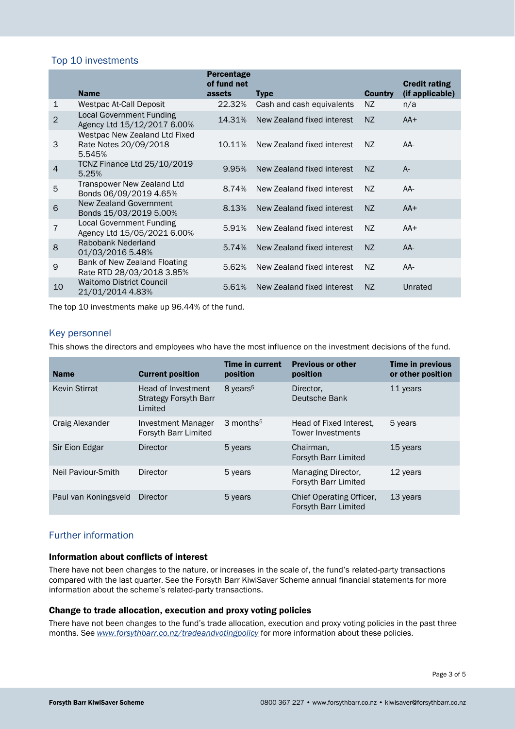## Top 10 investments

| | Name | Percentage of fund net assets | Type | Country | Credit rating (if applicable) |
|---|---|---|---|---|---|
| 1 | Westpac At-Call Deposit | 22.32% | Cash and cash equivalents | NZ | n/a |
| 2 | Local Government Funding Agency Ltd 15/12/2017 6.00% | 14.31% | New Zealand fixed interest | NZ | AA+ |
| 3 | Westpac New Zealand Ltd Fixed Rate Notes 20/09/2018 5.545% | 10.11% | New Zealand fixed interest | NZ | AA- |
| 4 | TCNZ Finance Ltd 25/10/2019 5.25% | 9.95% | New Zealand fixed interest | NZ | A- |
| 5 | Transpower New Zealand Ltd Bonds 06/09/2019 4.65% | 8.74% | New Zealand fixed interest | NZ | AA- |
| 6 | New Zealand Government Bonds 15/03/2019 5.00% | 8.13% | New Zealand fixed interest | NZ | AA+ |
| 7 | Local Government Funding Agency Ltd 15/05/2021 6.00% | 5.91% | New Zealand fixed interest | NZ | AA+ |
| 8 | Rabobank Nederland 01/03/2016 5.48% | 5.74% | New Zealand fixed interest | NZ | AA- |
| 9 | Bank of New Zealand Floating Rate RTD 28/03/2018 3.85% | 5.62% | New Zealand fixed interest | NZ | AA- |
| 10 | Waitomo District Council 21/01/2014 4.83% | 5.61% | New Zealand fixed interest | NZ | Unrated |

The top 10 investments make up 96.44% of the fund.

## Key personnel

This shows the directors and employees who have the most influence on the investment decisions of the fund.

| Name | Current position | Time in current position | Previous or other position | Time in previous or other position |
|---|---|---|---|---|
| Kevin Stirrat | Head of Investment Strategy Forsyth Barr Limited | 8 years[5] | Director, Deutsche Bank | 11 years |
| Craig Alexander | Investment Manager Forsyth Barr Limited | 3 months[5] | Head of Fixed Interest, Tower Investments | 5 years |
| Sir Eion Edgar | Director | 5 years | Chairman, Forsyth Barr Limited | 15 years |
| Neil Paviour-Smith | Director | 5 years | Managing Director, Forsyth Barr Limited | 12 years |
| Paul van Koningsveld | Director | 5 years | Chief Operating Officer, Forsyth Barr Limited | 13 years |

## Further information

### Information about conflicts of interest

There have not been changes to the nature, or increases in the scale of, the fund's related-party transactions compared with the last quarter. See the Forsyth Barr KiwiSaver Scheme annual financial statements for more information about the scheme's related-party transactions.

### Change to trade allocation, execution and proxy voting policies

There have not been changes to the fund's trade allocation, execution and proxy voting policies in the past three months. See *www.forsythbarr.co.nz/tradeandvotingpolicy* for more information about these policies.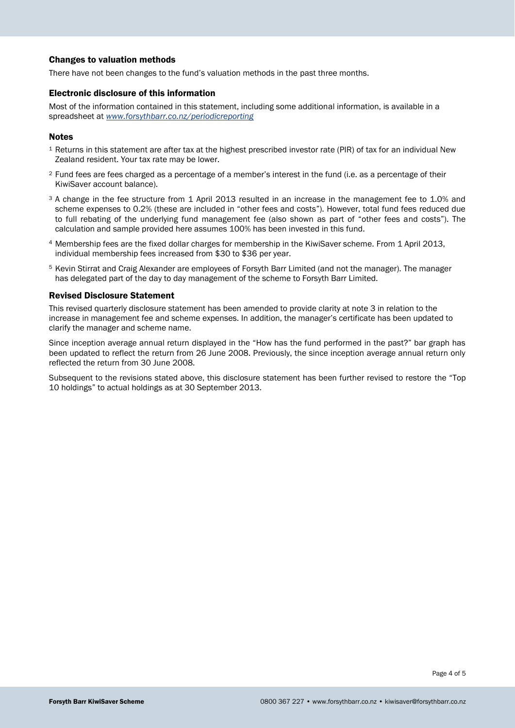### Changes to valuation methods

There have not been changes to the fund's valuation methods in the past three months.

### Electronic disclosure of this information

Most of the information contained in this statement, including some additional information, is available in a spreadsheet at *www.forsythbarr.co.nz/periodicreporting*

### Notes

[1] Returns in this statement are after tax at the highest prescribed investor rate (PIR) of tax for an individual New Zealand resident. Your tax rate may be lower.

[2] Fund fees are fees charged as a percentage of a member's interest in the fund (i.e. as a percentage of their KiwiSaver account balance).

[3] A change in the fee structure from 1 April 2013 resulted in an increase in the management fee to 1.0% and scheme expenses to 0.2% (these are included in "other fees and costs"). However, total fund fees reduced due to full rebating of the underlying fund management fee (also shown as part of "other fees and costs"). The calculation and sample provided here assumes 100% has been invested in this fund.

[4] Membership fees are the fixed dollar charges for membership in the KiwiSaver scheme. From 1 April 2013, individual membership fees increased from $30 to $36 per year.

[5] Kevin Stirrat and Craig Alexander are employees of Forsyth Barr Limited (and not the manager). The manager has delegated part of the day to day management of the scheme to Forsyth Barr Limited.

### Revised Disclosure Statement

This revised quarterly disclosure statement has been amended to provide clarity at note 3 in relation to the increase in management fee and scheme expenses. In addition, the manager's certificate has been updated to clarify the manager and scheme name.

Since inception average annual return displayed in the "How has the fund performed in the past?" bar graph has been updated to reflect the return from 26 June 2008. Previously, the since inception average annual return only reflected the return from 30 June 2008.

Subsequent to the revisions stated above, this disclosure statement has been further revised to restore the "Top 10 holdings" to actual holdings as at 30 September 2013.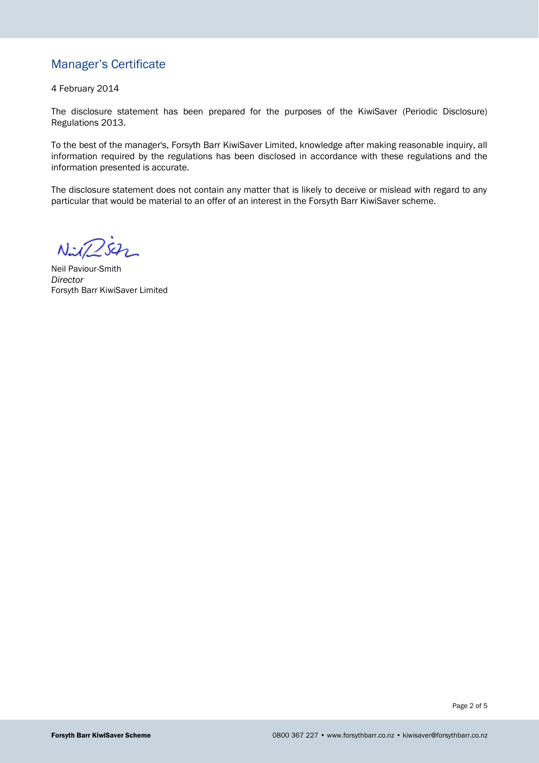## Manager's Certificate

4 February 2014

The disclosure statement has been prepared for the purposes of the KiwiSaver (Periodic Disclosure) Regulations 2013.

To the best of the manager's, Forsyth Barr KiwiSaver Limited, knowledge after making reasonable inquiry, all information required by the regulations has been disclosed in accordance with these regulations and the information presented is accurate.

The disclosure statement does not contain any matter that is likely to deceive or mislead with regard to any particular that would be material to an offer of an interest in the Forsyth Barr KiwiSaver scheme.

Neil Paviour-Smith
*Director*
Forsyth Barr KiwiSaver Limited